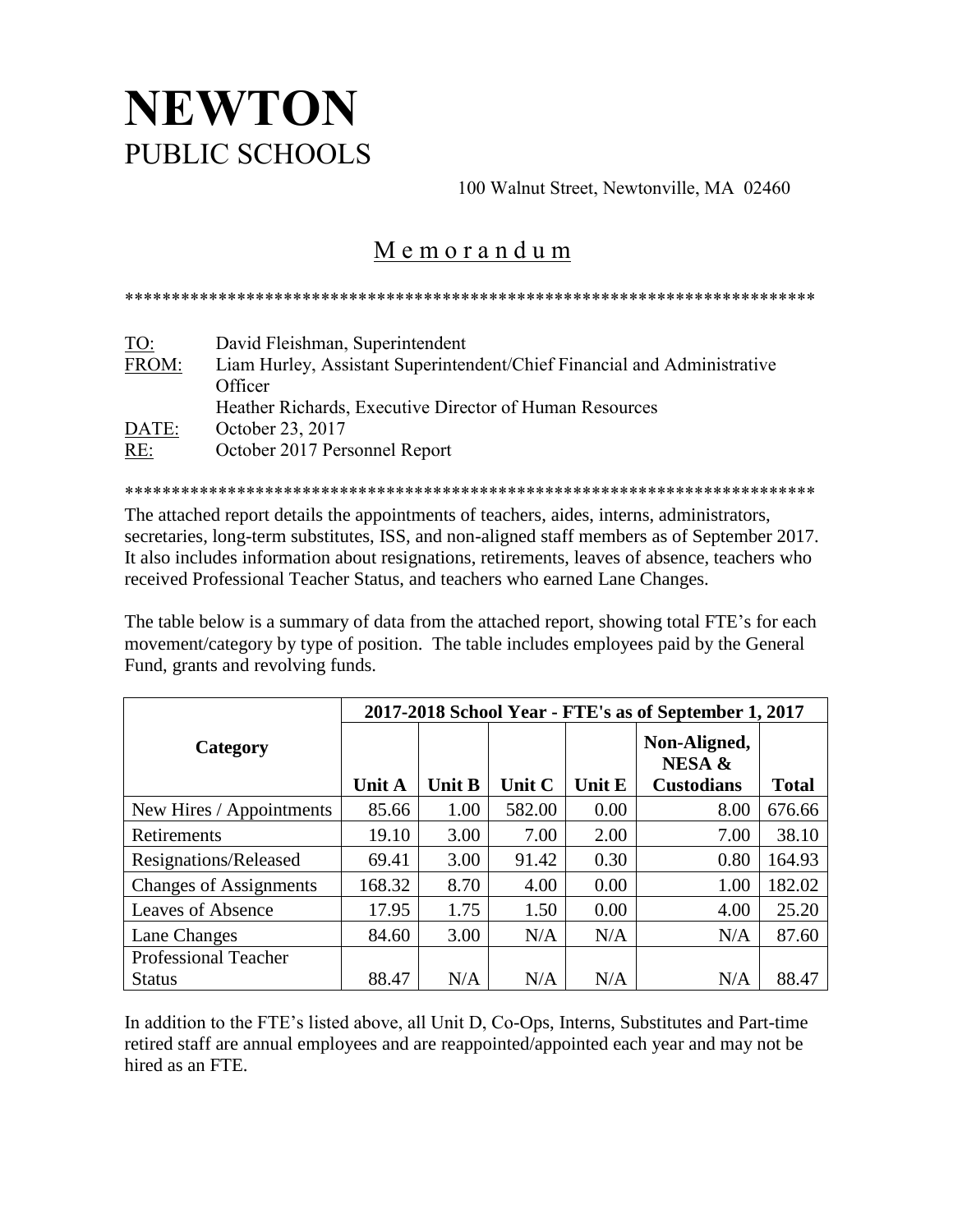# NEWTON
PUBLIC SCHOOLS

100 Walnut Street, Newtonville, MA 02460

## Memorandum

\*\*\*\*\*\*\*\*\*\*\*\*\*\*\*\*\*\*\*\*\*\*\*\*\*\*\*\*\*\*\*\*\*\*\*\*\*\*\*\*\*\*\*\*\*\*\*\*\*\*\*\*\*\*\*\*\*\*\*\*\*\*\*\*\*\*\*\*\*\*\*\*\*\*\*\*\*

TO: David Fleishman, Superintendent
FROM: Liam Hurley, Assistant Superintendent/Chief Financial and Administrative Officer
Heather Richards, Executive Director of Human Resources
DATE: October 23, 2017
RE: October 2017 Personnel Report

\*\*\*\*\*\*\*\*\*\*\*\*\*\*\*\*\*\*\*\*\*\*\*\*\*\*\*\*\*\*\*\*\*\*\*\*\*\*\*\*\*\*\*\*\*\*\*\*\*\*\*\*\*\*\*\*\*\*\*\*\*\*\*\*\*\*\*\*\*\*\*\*\*\*\*\*\*

The attached report details the appointments of teachers, aides, interns, administrators, secretaries, long-term substitutes, ISS, and non-aligned staff members as of September 2017. It also includes information about resignations, retirements, leaves of absence, teachers who received Professional Teacher Status, and teachers who earned Lane Changes.

The table below is a summary of data from the attached report, showing total FTE's for each movement/category by type of position. The table includes employees paid by the General Fund, grants and revolving funds.

| Category | 2017-2018 School Year - FTE's as of September 1, 2017 | | | | | |
|---|---|---|---|---|---|---|
| | Unit A | Unit B | Unit C | Unit E | Non-Aligned, NESA & Custodians | Total |
| New Hires / Appointments | 85.66 | 1.00 | 582.00 | 0.00 | 8.00 | 676.66 |
| Retirements | 19.10 | 3.00 | 7.00 | 2.00 | 7.00 | 38.10 |
| Resignations/Released | 69.41 | 3.00 | 91.42 | 0.30 | 0.80 | 164.93 |
| Changes of Assignments | 168.32 | 8.70 | 4.00 | 0.00 | 1.00 | 182.02 |
| Leaves of Absence | 17.95 | 1.75 | 1.50 | 0.00 | 4.00 | 25.20 |
| Lane Changes | 84.60 | 3.00 | N/A | N/A | N/A | 87.60 |
| Professional Teacher Status | 88.47 | N/A | N/A | N/A | N/A | 88.47 |

In addition to the FTE's listed above, all Unit D, Co-Ops, Interns, Substitutes and Part-time retired staff are annual employees and are reappointed/appointed each year and may not be hired as an FTE.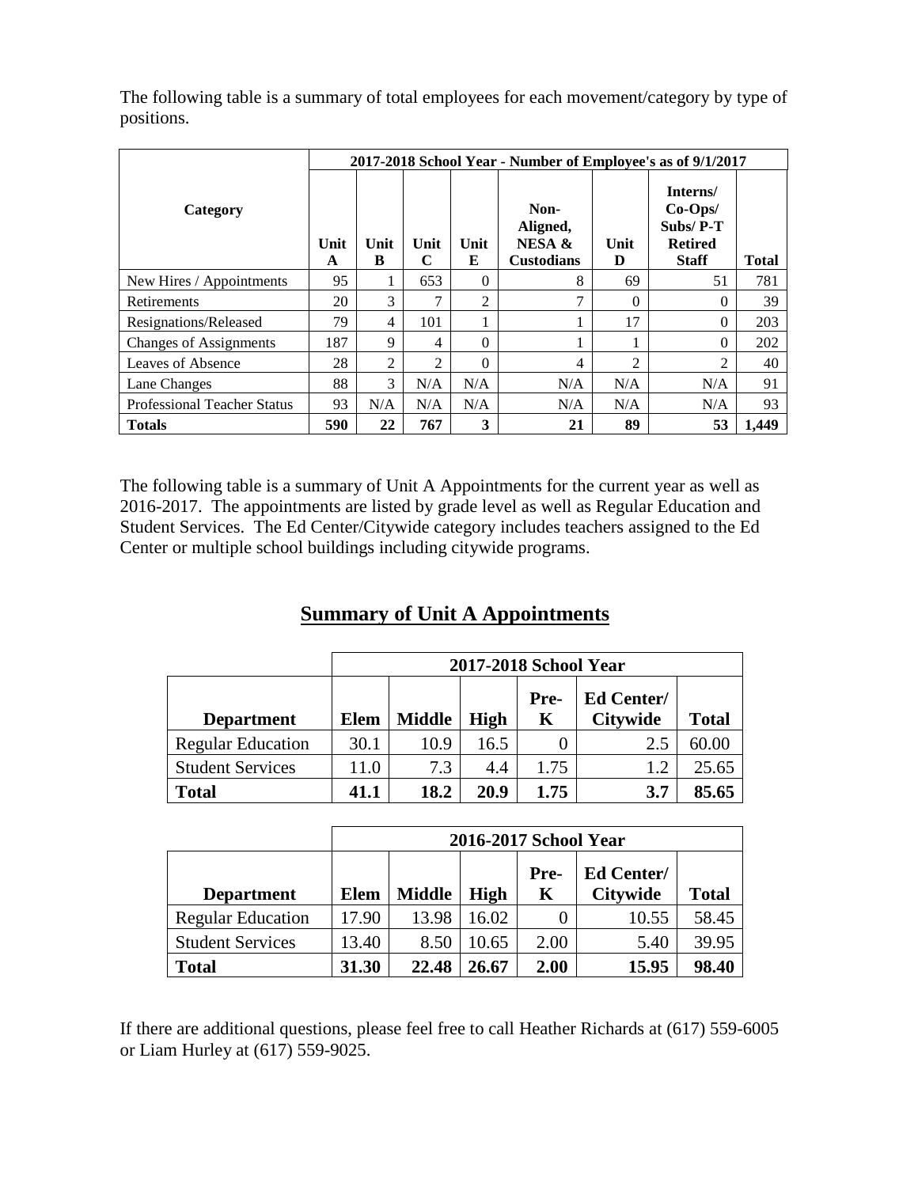The following table is a summary of total employees for each movement/category by type of positions.

| Category | 2017-2018 School Year - Number of Employee's as of 9/1/2017 | | | | | | | |
|---|---|---|---|---|---|---|---|---|
| | Unit A | Unit B | Unit C | Unit E | Non-Aligned, NESA & Custodians | Unit D | Interns/ Co-Ops/ Subs/ P-T Retired Staff | Total |
| New Hires / Appointments | 95 | 1 | 653 | 0 | 8 | 69 | 51 | 781 |
| Retirements | 20 | 3 | 7 | 2 | 7 | 0 | 0 | 39 |
| Resignations/Released | 79 | 4 | 101 | 1 | 1 | 17 | 0 | 203 |
| Changes of Assignments | 187 | 9 | 4 | 0 | 1 | 1 | 0 | 202 |
| Leaves of Absence | 28 | 2 | 2 | 0 | 4 | 2 | 2 | 40 |
| Lane Changes | 88 | 3 | N/A | N/A | N/A | N/A | N/A | 91 |
| Professional Teacher Status | 93 | N/A | N/A | N/A | N/A | N/A | N/A | 93 |
| **Totals** | **590** | **22** | **767** | **3** | **21** | **89** | **53** | **1,449** |

The following table is a summary of Unit A Appointments for the current year as well as 2016-2017. The appointments are listed by grade level as well as Regular Education and Student Services. The Ed Center/Citywide category includes teachers assigned to the Ed Center or multiple school buildings including citywide programs.

## Summary of Unit A Appointments

| | 2017-2018 School Year | | | | | |
|---|---|---|---|---|---|---|
| **Department** | **Elem** | **Middle** | **High** | **Pre-K** | **Ed Center/ Citywide** | **Total** |
| Regular Education | 30.1 | 10.9 | 16.5 | 0 | 2.5 | 60.00 |
| Student Services | 11.0 | 7.3 | 4.4 | 1.75 | 1.2 | 25.65 |
| **Total** | **41.1** | **18.2** | **20.9** | **1.75** | **3.7** | **85.65** |

| | 2016-2017 School Year | | | | | |
|---|---|---|---|---|---|---|
| **Department** | **Elem** | **Middle** | **High** | **Pre-K** | **Ed Center/ Citywide** | **Total** |
| Regular Education | 17.90 | 13.98 | 16.02 | 0 | 10.55 | 58.45 |
| Student Services | 13.40 | 8.50 | 10.65 | 2.00 | 5.40 | 39.95 |
| **Total** | **31.30** | **22.48** | **26.67** | **2.00** | **15.95** | **98.40** |

If there are additional questions, please feel free to call Heather Richards at (617) 559-6005 or Liam Hurley at (617) 559-9025.